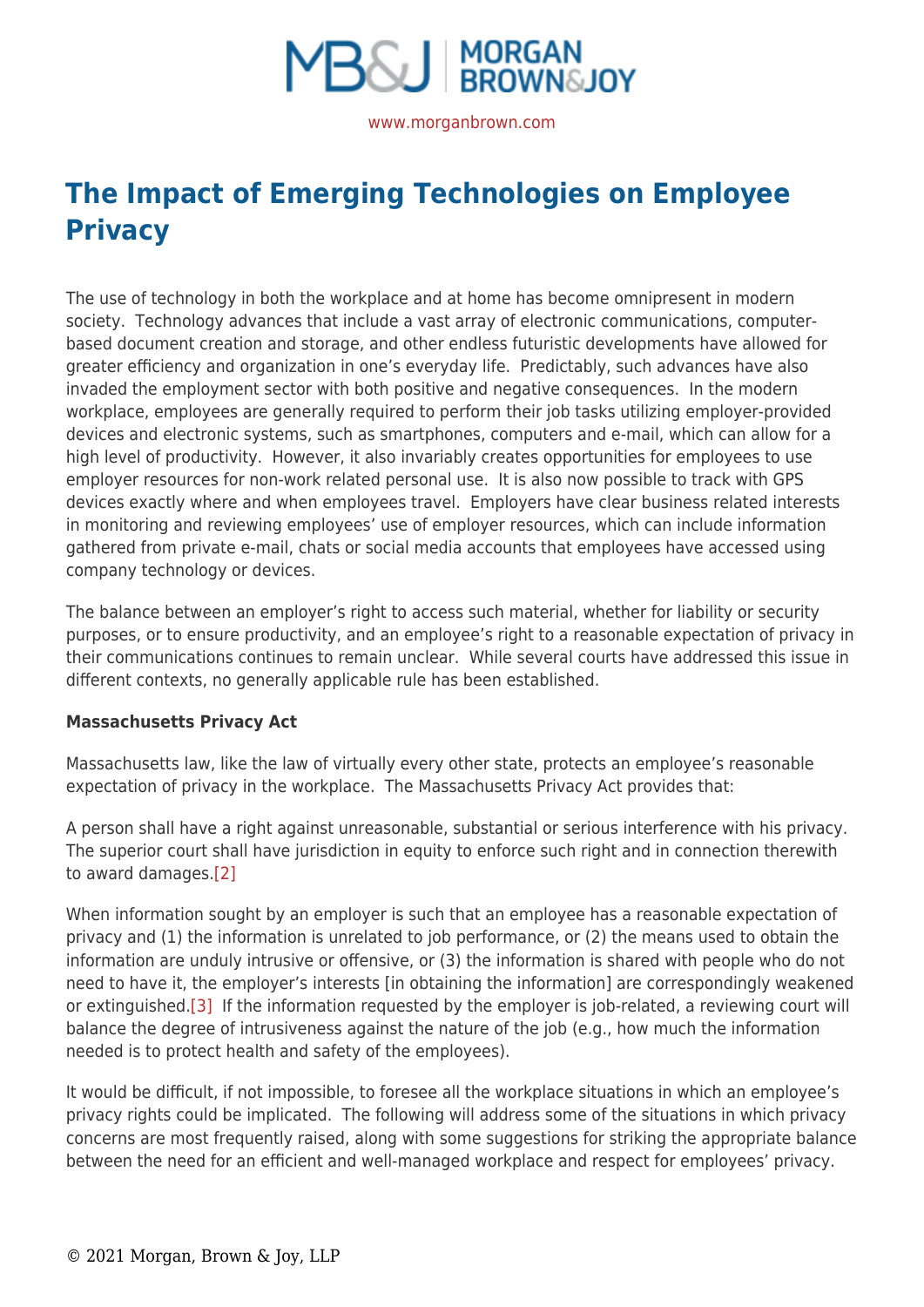# The Impact of Emerging Technologies on Employee Privacy

The use of technology in both the workplace and at home has become omnipresent in modern society. Technology advances that include a vast array of electronic communications, computer-based document creation and storage, and other endless futuristic developments have allowed for greater efficiency and organization in one's everyday life. Predictably, such advances have also invaded the employment sector with both positive and negative consequences. In the modern workplace, employees are generally required to perform their job tasks utilizing employer-provided devices and electronic systems, such as smartphones, computers and e-mail, which can allow for a high level of productivity. However, it also invariably creates opportunities for employees to use employer resources for non-work related personal use. It is also now possible to track with GPS devices exactly where and when employees travel. Employers have clear business related interests in monitoring and reviewing employees' use of employer resources, which can include information gathered from private e-mail, chats or social media accounts that employees have accessed using company technology or devices.

The balance between an employer's right to access such material, whether for liability or security purposes, or to ensure productivity, and an employee's right to a reasonable expectation of privacy in their communications continues to remain unclear. While several courts have addressed this issue in different contexts, no generally applicable rule has been established.

**Massachusetts Privacy Act**

Massachusetts law, like the law of virtually every other state, protects an employee's reasonable expectation of privacy in the workplace. The Massachusetts Privacy Act provides that:

A person shall have a right against unreasonable, substantial or serious interference with his privacy. The superior court shall have jurisdiction in equity to enforce such right and in connection therewith to award damages.[2]

When information sought by an employer is such that an employee has a reasonable expectation of privacy and (1) the information is unrelated to job performance, or (2) the means used to obtain the information are unduly intrusive or offensive, or (3) the information is shared with people who do not need to have it, the employer's interests [in obtaining the information] are correspondingly weakened or extinguished.[3] If the information requested by the employer is job-related, a reviewing court will balance the degree of intrusiveness against the nature of the job (e.g., how much the information needed is to protect health and safety of the employees).

It would be difficult, if not impossible, to foresee all the workplace situations in which an employee's privacy rights could be implicated. The following will address some of the situations in which privacy concerns are most frequently raised, along with some suggestions for striking the appropriate balance between the need for an efficient and well-managed workplace and respect for employees' privacy.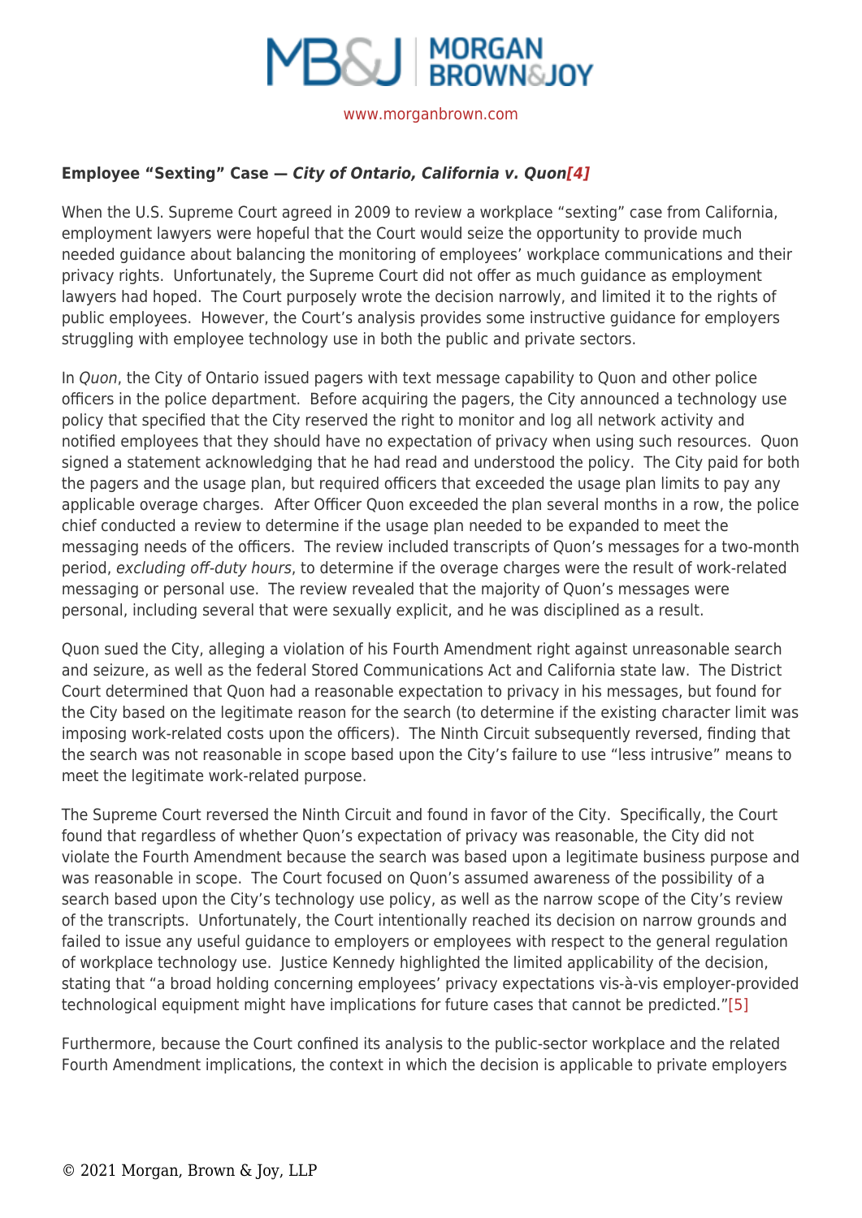**Employee "Sexting" Case — *City of Ontario, California v. Quon*[4]**

When the U.S. Supreme Court agreed in 2009 to review a workplace "sexting" case from California, employment lawyers were hopeful that the Court would seize the opportunity to provide much needed guidance about balancing the monitoring of employees' workplace communications and their privacy rights. Unfortunately, the Supreme Court did not offer as much guidance as employment lawyers had hoped. The Court purposely wrote the decision narrowly, and limited it to the rights of public employees. However, the Court's analysis provides some instructive guidance for employers struggling with employee technology use in both the public and private sectors.

In *Quon*, the City of Ontario issued pagers with text message capability to Quon and other police officers in the police department. Before acquiring the pagers, the City announced a technology use policy that specified that the City reserved the right to monitor and log all network activity and notified employees that they should have no expectation of privacy when using such resources. Quon signed a statement acknowledging that he had read and understood the policy. The City paid for both the pagers and the usage plan, but required officers that exceeded the usage plan limits to pay any applicable overage charges. After Officer Quon exceeded the plan several months in a row, the police chief conducted a review to determine if the usage plan needed to be expanded to meet the messaging needs of the officers. The review included transcripts of Quon's messages for a two-month period, *excluding off-duty hours*, to determine if the overage charges were the result of work-related messaging or personal use. The review revealed that the majority of Quon's messages were personal, including several that were sexually explicit, and he was disciplined as a result.

Quon sued the City, alleging a violation of his Fourth Amendment right against unreasonable search and seizure, as well as the federal Stored Communications Act and California state law. The District Court determined that Quon had a reasonable expectation to privacy in his messages, but found for the City based on the legitimate reason for the search (to determine if the existing character limit was imposing work-related costs upon the officers). The Ninth Circuit subsequently reversed, finding that the search was not reasonable in scope based upon the City's failure to use "less intrusive" means to meet the legitimate work-related purpose.

The Supreme Court reversed the Ninth Circuit and found in favor of the City. Specifically, the Court found that regardless of whether Quon's expectation of privacy was reasonable, the City did not violate the Fourth Amendment because the search was based upon a legitimate business purpose and was reasonable in scope. The Court focused on Quon's assumed awareness of the possibility of a search based upon the City's technology use policy, as well as the narrow scope of the City's review of the transcripts. Unfortunately, the Court intentionally reached its decision on narrow grounds and failed to issue any useful guidance to employers or employees with respect to the general regulation of workplace technology use. Justice Kennedy highlighted the limited applicability of the decision, stating that "a broad holding concerning employees' privacy expectations vis-à-vis employer-provided technological equipment might have implications for future cases that cannot be predicted."[5]

Furthermore, because the Court confined its analysis to the public-sector workplace and the related Fourth Amendment implications, the context in which the decision is applicable to private employers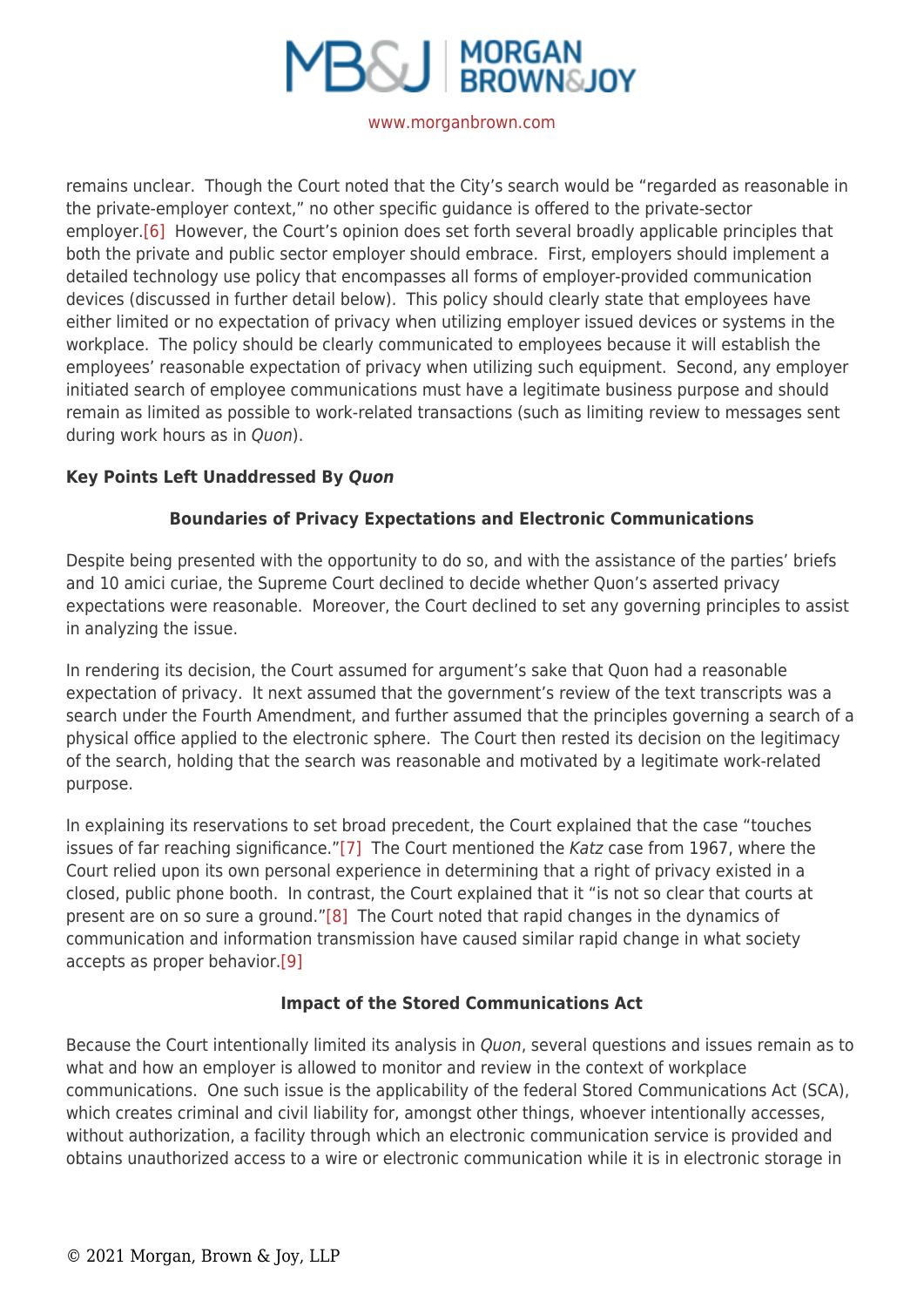remains unclear. Though the Court noted that the City's search would be "regarded as reasonable in the private-employer context," no other specific guidance is offered to the private-sector employer.[6] However, the Court's opinion does set forth several broadly applicable principles that both the private and public sector employer should embrace. First, employers should implement a detailed technology use policy that encompasses all forms of employer-provided communication devices (discussed in further detail below). This policy should clearly state that employees have either limited or no expectation of privacy when utilizing employer issued devices or systems in the workplace. The policy should be clearly communicated to employees because it will establish the employees' reasonable expectation of privacy when utilizing such equipment. Second, any employer initiated search of employee communications must have a legitimate business purpose and should remain as limited as possible to work-related transactions (such as limiting review to messages sent during work hours as in *Quon*).

**Key Points Left Unaddressed By *Quon***

**Boundaries of Privacy Expectations and Electronic Communications**

Despite being presented with the opportunity to do so, and with the assistance of the parties' briefs and 10 amici curiae, the Supreme Court declined to decide whether Quon's asserted privacy expectations were reasonable. Moreover, the Court declined to set any governing principles to assist in analyzing the issue.

In rendering its decision, the Court assumed for argument's sake that Quon had a reasonable expectation of privacy. It next assumed that the government's review of the text transcripts was a search under the Fourth Amendment, and further assumed that the principles governing a search of a physical office applied to the electronic sphere. The Court then rested its decision on the legitimacy of the search, holding that the search was reasonable and motivated by a legitimate work-related purpose.

In explaining its reservations to set broad precedent, the Court explained that the case "touches issues of far reaching significance."[7] The Court mentioned the *Katz* case from 1967, where the Court relied upon its own personal experience in determining that a right of privacy existed in a closed, public phone booth. In contrast, the Court explained that it "is not so clear that courts at present are on so sure a ground."[8] The Court noted that rapid changes in the dynamics of communication and information transmission have caused similar rapid change in what society accepts as proper behavior.[9]

**Impact of the Stored Communications Act**

Because the Court intentionally limited its analysis in *Quon*, several questions and issues remain as to what and how an employer is allowed to monitor and review in the context of workplace communications. One such issue is the applicability of the federal Stored Communications Act (SCA), which creates criminal and civil liability for, amongst other things, whoever intentionally accesses, without authorization, a facility through which an electronic communication service is provided and obtains unauthorized access to a wire or electronic communication while it is in electronic storage in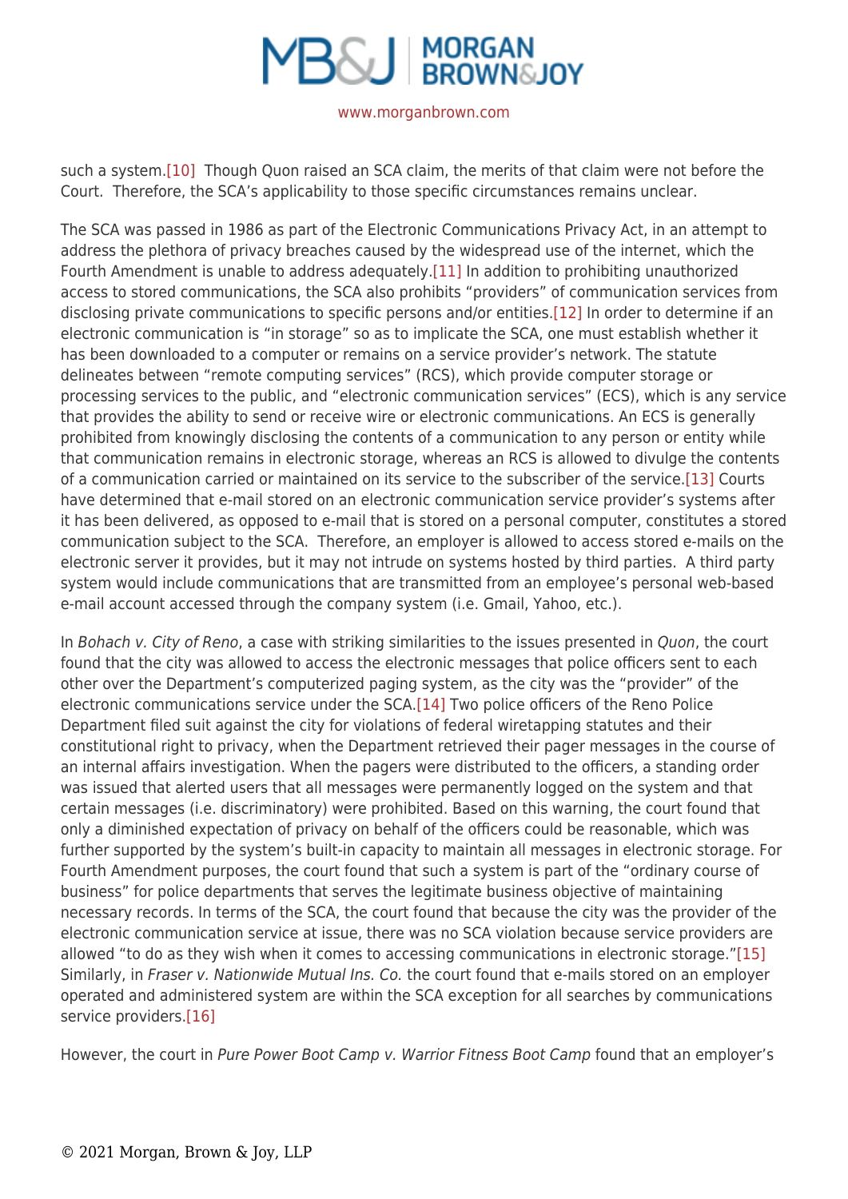such a system.[10] Though Quon raised an SCA claim, the merits of that claim were not before the Court. Therefore, the SCA's applicability to those specific circumstances remains unclear.

The SCA was passed in 1986 as part of the Electronic Communications Privacy Act, in an attempt to address the plethora of privacy breaches caused by the widespread use of the internet, which the Fourth Amendment is unable to address adequately.[11] In addition to prohibiting unauthorized access to stored communications, the SCA also prohibits "providers" of communication services from disclosing private communications to specific persons and/or entities.[12] In order to determine if an electronic communication is "in storage" so as to implicate the SCA, one must establish whether it has been downloaded to a computer or remains on a service provider's network. The statute delineates between "remote computing services" (RCS), which provide computer storage or processing services to the public, and "electronic communication services" (ECS), which is any service that provides the ability to send or receive wire or electronic communications. An ECS is generally prohibited from knowingly disclosing the contents of a communication to any person or entity while that communication remains in electronic storage, whereas an RCS is allowed to divulge the contents of a communication carried or maintained on its service to the subscriber of the service.[13] Courts have determined that e-mail stored on an electronic communication service provider's systems after it has been delivered, as opposed to e-mail that is stored on a personal computer, constitutes a stored communication subject to the SCA. Therefore, an employer is allowed to access stored e-mails on the electronic server it provides, but it may not intrude on systems hosted by third parties. A third party system would include communications that are transmitted from an employee's personal web-based e-mail account accessed through the company system (i.e. Gmail, Yahoo, etc.).

In *Bohach v. City of Reno*, a case with striking similarities to the issues presented in *Quon*, the court found that the city was allowed to access the electronic messages that police officers sent to each other over the Department's computerized paging system, as the city was the "provider" of the electronic communications service under the SCA.[14] Two police officers of the Reno Police Department filed suit against the city for violations of federal wiretapping statutes and their constitutional right to privacy, when the Department retrieved their pager messages in the course of an internal affairs investigation. When the pagers were distributed to the officers, a standing order was issued that alerted users that all messages were permanently logged on the system and that certain messages (i.e. discriminatory) were prohibited. Based on this warning, the court found that only a diminished expectation of privacy on behalf of the officers could be reasonable, which was further supported by the system's built-in capacity to maintain all messages in electronic storage. For Fourth Amendment purposes, the court found that such a system is part of the "ordinary course of business" for police departments that serves the legitimate business objective of maintaining necessary records. In terms of the SCA, the court found that because the city was the provider of the electronic communication service at issue, there was no SCA violation because service providers are allowed "to do as they wish when it comes to accessing communications in electronic storage."[15] Similarly, in *Fraser v. Nationwide Mutual Ins. Co.* the court found that e-mails stored on an employer operated and administered system are within the SCA exception for all searches by communications service providers.[16]

However, the court in *Pure Power Boot Camp v. Warrior Fitness Boot Camp* found that an employer's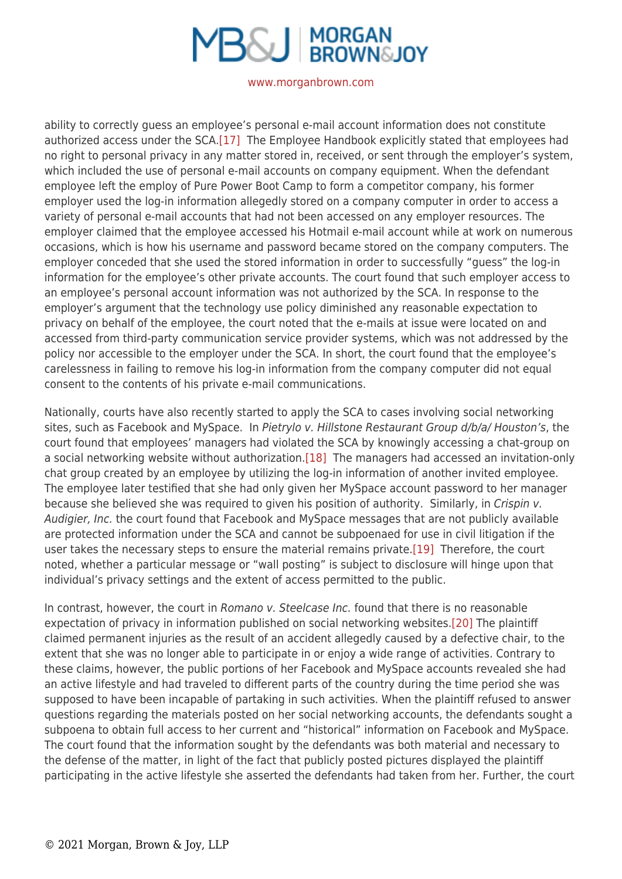ability to correctly guess an employee's personal e-mail account information does not constitute authorized access under the SCA.[17] The Employee Handbook explicitly stated that employees had no right to personal privacy in any matter stored in, received, or sent through the employer's system, which included the use of personal e-mail accounts on company equipment. When the defendant employee left the employ of Pure Power Boot Camp to form a competitor company, his former employer used the log-in information allegedly stored on a company computer in order to access a variety of personal e-mail accounts that had not been accessed on any employer resources. The employer claimed that the employee accessed his Hotmail e-mail account while at work on numerous occasions, which is how his username and password became stored on the company computers. The employer conceded that she used the stored information in order to successfully "guess" the log-in information for the employee's other private accounts. The court found that such employer access to an employee's personal account information was not authorized by the SCA. In response to the employer's argument that the technology use policy diminished any reasonable expectation to privacy on behalf of the employee, the court noted that the e-mails at issue were located on and accessed from third-party communication service provider systems, which was not addressed by the policy nor accessible to the employer under the SCA. In short, the court found that the employee's carelessness in failing to remove his log-in information from the company computer did not equal consent to the contents of his private e-mail communications.

Nationally, courts have also recently started to apply the SCA to cases involving social networking sites, such as Facebook and MySpace. In *Pietrylo v. Hillstone Restaurant Group d/b/a/ Houston's*, the court found that employees' managers had violated the SCA by knowingly accessing a chat-group on a social networking website without authorization.[18] The managers had accessed an invitation-only chat group created by an employee by utilizing the log-in information of another invited employee. The employee later testified that she had only given her MySpace account password to her manager because she believed she was required to given his position of authority. Similarly, in *Crispin v. Audigier, Inc.* the court found that Facebook and MySpace messages that are not publicly available are protected information under the SCA and cannot be subpoenaed for use in civil litigation if the user takes the necessary steps to ensure the material remains private.[19] Therefore, the court noted, whether a particular message or "wall posting" is subject to disclosure will hinge upon that individual's privacy settings and the extent of access permitted to the public.

In contrast, however, the court in *Romano v. Steelcase Inc.* found that there is no reasonable expectation of privacy in information published on social networking websites.[20] The plaintiff claimed permanent injuries as the result of an accident allegedly caused by a defective chair, to the extent that she was no longer able to participate in or enjoy a wide range of activities. Contrary to these claims, however, the public portions of her Facebook and MySpace accounts revealed she had an active lifestyle and had traveled to different parts of the country during the time period she was supposed to have been incapable of partaking in such activities. When the plaintiff refused to answer questions regarding the materials posted on her social networking accounts, the defendants sought a subpoena to obtain full access to her current and "historical" information on Facebook and MySpace. The court found that the information sought by the defendants was both material and necessary to the defense of the matter, in light of the fact that publicly posted pictures displayed the plaintiff participating in the active lifestyle she asserted the defendants had taken from her. Further, the court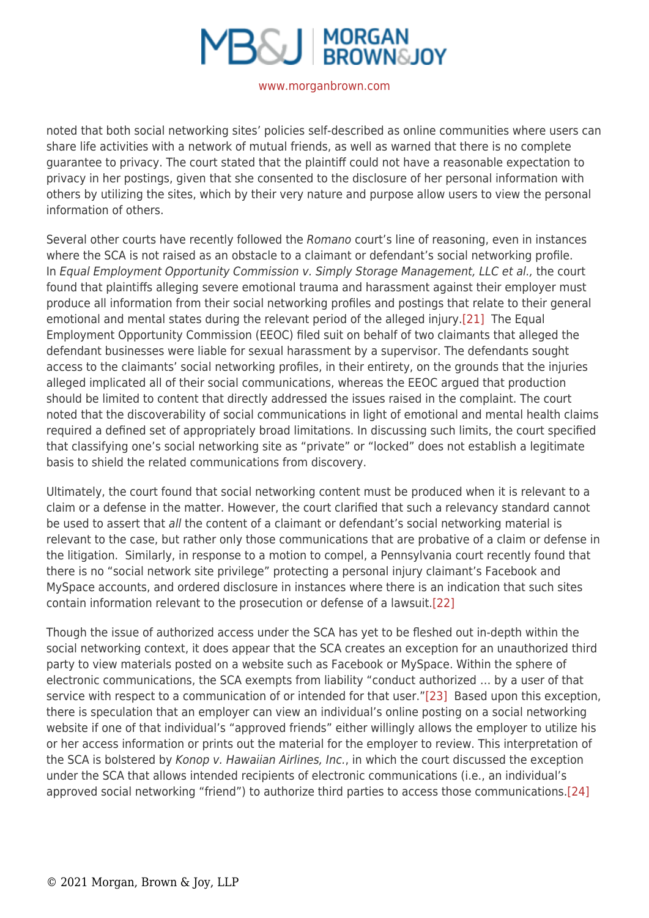noted that both social networking sites' policies self-described as online communities where users can share life activities with a network of mutual friends, as well as warned that there is no complete guarantee to privacy. The court stated that the plaintiff could not have a reasonable expectation to privacy in her postings, given that she consented to the disclosure of her personal information with others by utilizing the sites, which by their very nature and purpose allow users to view the personal information of others.

Several other courts have recently followed the *Romano* court's line of reasoning, even in instances where the SCA is not raised as an obstacle to a claimant or defendant's social networking profile. In *Equal Employment Opportunity Commission v. Simply Storage Management, LLC et al.,* the court found that plaintiffs alleging severe emotional trauma and harassment against their employer must produce all information from their social networking profiles and postings that relate to their general emotional and mental states during the relevant period of the alleged injury.[21] The Equal Employment Opportunity Commission (EEOC) filed suit on behalf of two claimants that alleged the defendant businesses were liable for sexual harassment by a supervisor. The defendants sought access to the claimants' social networking profiles, in their entirety, on the grounds that the injuries alleged implicated all of their social communications, whereas the EEOC argued that production should be limited to content that directly addressed the issues raised in the complaint. The court noted that the discoverability of social communications in light of emotional and mental health claims required a defined set of appropriately broad limitations. In discussing such limits, the court specified that classifying one's social networking site as "private" or "locked" does not establish a legitimate basis to shield the related communications from discovery.

Ultimately, the court found that social networking content must be produced when it is relevant to a claim or a defense in the matter. However, the court clarified that such a relevancy standard cannot be used to assert that *all* the content of a claimant or defendant's social networking material is relevant to the case, but rather only those communications that are probative of a claim or defense in the litigation. Similarly, in response to a motion to compel, a Pennsylvania court recently found that there is no "social network site privilege" protecting a personal injury claimant's Facebook and MySpace accounts, and ordered disclosure in instances where there is an indication that such sites contain information relevant to the prosecution or defense of a lawsuit.[22]

Though the issue of authorized access under the SCA has yet to be fleshed out in-depth within the social networking context, it does appear that the SCA creates an exception for an unauthorized third party to view materials posted on a website such as Facebook or MySpace. Within the sphere of electronic communications, the SCA exempts from liability "conduct authorized … by a user of that service with respect to a communication of or intended for that user."[23] Based upon this exception, there is speculation that an employer can view an individual's online posting on a social networking website if one of that individual's "approved friends" either willingly allows the employer to utilize his or her access information or prints out the material for the employer to review. This interpretation of the SCA is bolstered by *Konop v. Hawaiian Airlines, Inc.*, in which the court discussed the exception under the SCA that allows intended recipients of electronic communications (i.e., an individual's approved social networking "friend") to authorize third parties to access those communications.[24]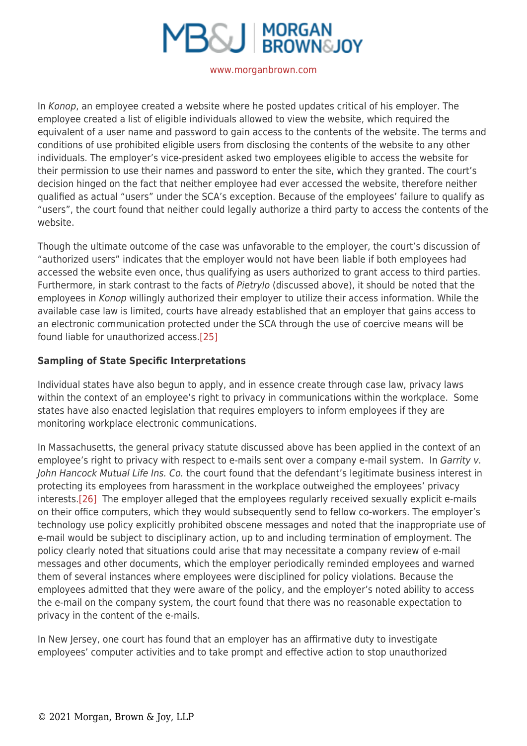In *Konop*, an employee created a website where he posted updates critical of his employer. The employee created a list of eligible individuals allowed to view the website, which required the equivalent of a user name and password to gain access to the contents of the website. The terms and conditions of use prohibited eligible users from disclosing the contents of the website to any other individuals. The employer's vice-president asked two employees eligible to access the website for their permission to use their names and password to enter the site, which they granted. The court's decision hinged on the fact that neither employee had ever accessed the website, therefore neither qualified as actual "users" under the SCA's exception. Because of the employees' failure to qualify as "users", the court found that neither could legally authorize a third party to access the contents of the website.

Though the ultimate outcome of the case was unfavorable to the employer, the court's discussion of "authorized users" indicates that the employer would not have been liable if both employees had accessed the website even once, thus qualifying as users authorized to grant access to third parties. Furthermore, in stark contrast to the facts of *Pietrylo* (discussed above), it should be noted that the employees in *Konop* willingly authorized their employer to utilize their access information. While the available case law is limited, courts have already established that an employer that gains access to an electronic communication protected under the SCA through the use of coercive means will be found liable for unauthorized access.[25]

**Sampling of State Specific Interpretations**

Individual states have also begun to apply, and in essence create through case law, privacy laws within the context of an employee's right to privacy in communications within the workplace. Some states have also enacted legislation that requires employers to inform employees if they are monitoring workplace electronic communications.

In Massachusetts, the general privacy statute discussed above has been applied in the context of an employee's right to privacy with respect to e-mails sent over a company e-mail system. In *Garrity v. John Hancock Mutual Life Ins. Co.* the court found that the defendant's legitimate business interest in protecting its employees from harassment in the workplace outweighed the employees' privacy interests.[26] The employer alleged that the employees regularly received sexually explicit e-mails on their office computers, which they would subsequently send to fellow co-workers. The employer's technology use policy explicitly prohibited obscene messages and noted that the inappropriate use of e-mail would be subject to disciplinary action, up to and including termination of employment. The policy clearly noted that situations could arise that may necessitate a company review of e-mail messages and other documents, which the employer periodically reminded employees and warned them of several instances where employees were disciplined for policy violations. Because the employees admitted that they were aware of the policy, and the employer's noted ability to access the e-mail on the company system, the court found that there was no reasonable expectation to privacy in the content of the e-mails.

In New Jersey, one court has found that an employer has an affirmative duty to investigate employees' computer activities and to take prompt and effective action to stop unauthorized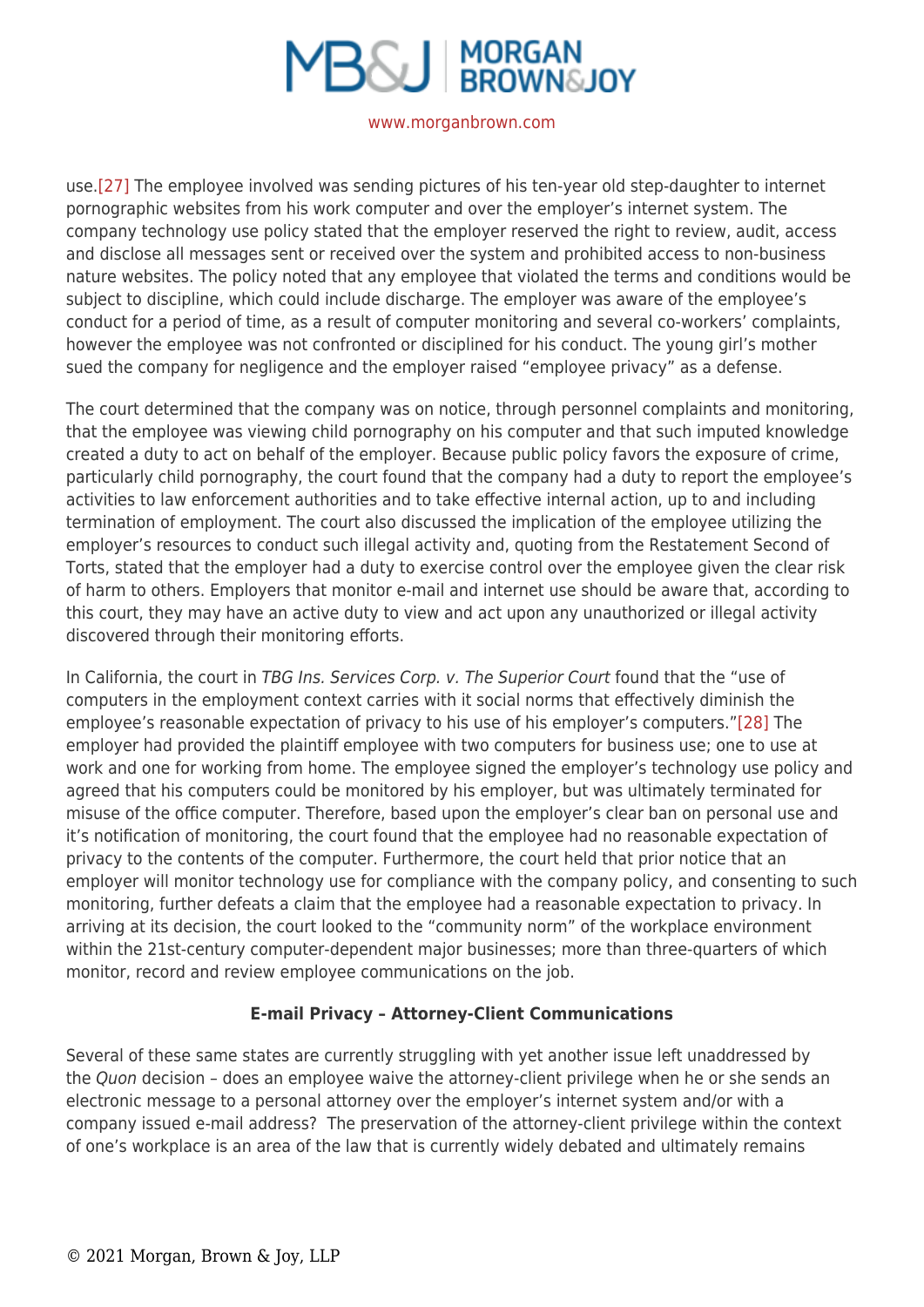use.[27] The employee involved was sending pictures of his ten-year old step-daughter to internet pornographic websites from his work computer and over the employer's internet system. The company technology use policy stated that the employer reserved the right to review, audit, access and disclose all messages sent or received over the system and prohibited access to non-business nature websites. The policy noted that any employee that violated the terms and conditions would be subject to discipline, which could include discharge. The employer was aware of the employee's conduct for a period of time, as a result of computer monitoring and several co-workers' complaints, however the employee was not confronted or disciplined for his conduct. The young girl's mother sued the company for negligence and the employer raised "employee privacy" as a defense.

The court determined that the company was on notice, through personnel complaints and monitoring, that the employee was viewing child pornography on his computer and that such imputed knowledge created a duty to act on behalf of the employer. Because public policy favors the exposure of crime, particularly child pornography, the court found that the company had a duty to report the employee's activities to law enforcement authorities and to take effective internal action, up to and including termination of employment. The court also discussed the implication of the employee utilizing the employer's resources to conduct such illegal activity and, quoting from the Restatement Second of Torts, stated that the employer had a duty to exercise control over the employee given the clear risk of harm to others. Employers that monitor e-mail and internet use should be aware that, according to this court, they may have an active duty to view and act upon any unauthorized or illegal activity discovered through their monitoring efforts.

In California, the court in *TBG Ins. Services Corp. v. The Superior Court* found that the "use of computers in the employment context carries with it social norms that effectively diminish the employee's reasonable expectation of privacy to his use of his employer's computers."[28] The employer had provided the plaintiff employee with two computers for business use; one to use at work and one for working from home. The employee signed the employer's technology use policy and agreed that his computers could be monitored by his employer, but was ultimately terminated for misuse of the office computer. Therefore, based upon the employer's clear ban on personal use and it's notification of monitoring, the court found that the employee had no reasonable expectation of privacy to the contents of the computer. Furthermore, the court held that prior notice that an employer will monitor technology use for compliance with the company policy, and consenting to such monitoring, further defeats a claim that the employee had a reasonable expectation to privacy. In arriving at its decision, the court looked to the "community norm" of the workplace environment within the 21st-century computer-dependent major businesses; more than three-quarters of which monitor, record and review employee communications on the job.

**E-mail Privacy – Attorney-Client Communications**

Several of these same states are currently struggling with yet another issue left unaddressed by the *Quon* decision – does an employee waive the attorney-client privilege when he or she sends an electronic message to a personal attorney over the employer's internet system and/or with a company issued e-mail address? The preservation of the attorney-client privilege within the context of one's workplace is an area of the law that is currently widely debated and ultimately remains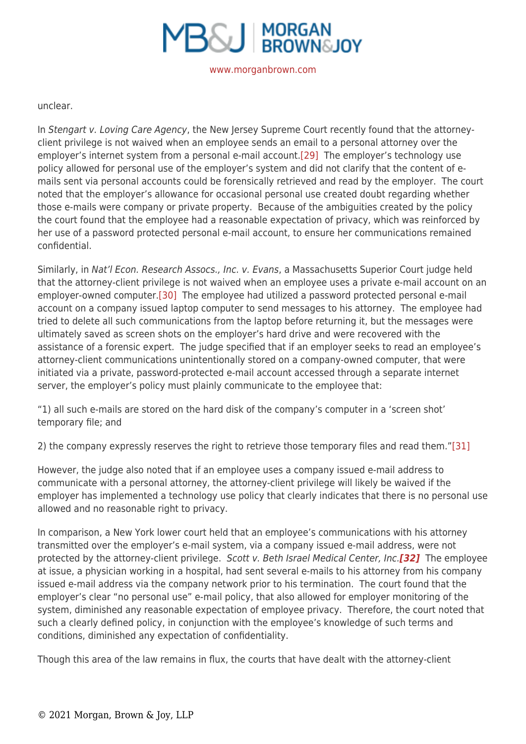unclear.

In *Stengart v. Loving Care Agency*, the New Jersey Supreme Court recently found that the attorney-client privilege is not waived when an employee sends an email to a personal attorney over the employer's internet system from a personal e-mail account.[29] The employer's technology use policy allowed for personal use of the employer's system and did not clarify that the content of e-mails sent via personal accounts could be forensically retrieved and read by the employer. The court noted that the employer's allowance for occasional personal use created doubt regarding whether those e-mails were company or private property. Because of the ambiguities created by the policy the court found that the employee had a reasonable expectation of privacy, which was reinforced by her use of a password protected personal e-mail account, to ensure her communications remained confidential.

Similarly, in *Nat'l Econ. Research Assocs., Inc. v. Evans*, a Massachusetts Superior Court judge held that the attorney-client privilege is not waived when an employee uses a private e-mail account on an employer-owned computer.[30] The employee had utilized a password protected personal e-mail account on a company issued laptop computer to send messages to his attorney. The employee had tried to delete all such communications from the laptop before returning it, but the messages were ultimately saved as screen shots on the employer's hard drive and were recovered with the assistance of a forensic expert. The judge specified that if an employer seeks to read an employee's attorney-client communications unintentionally stored on a company-owned computer, that were initiated via a private, password-protected e-mail account accessed through a separate internet server, the employer's policy must plainly communicate to the employee that:

"1) all such e-mails are stored on the hard disk of the company's computer in a 'screen shot' temporary file; and

2) the company expressly reserves the right to retrieve those temporary files and read them."[31]

However, the judge also noted that if an employee uses a company issued e-mail address to communicate with a personal attorney, the attorney-client privilege will likely be waived if the employer has implemented a technology use policy that clearly indicates that there is no personal use allowed and no reasonable right to privacy.

In comparison, a New York lower court held that an employee's communications with his attorney transmitted over the employer's e-mail system, via a company issued e-mail address, were not protected by the attorney-client privilege. *Scott v. Beth Israel Medical Center, Inc.**[32]*** The employee at issue, a physician working in a hospital, had sent several e-mails to his attorney from his company issued e-mail address via the company network prior to his termination. The court found that the employer's clear "no personal use" e-mail policy, that also allowed for employer monitoring of the system, diminished any reasonable expectation of employee privacy. Therefore, the court noted that such a clearly defined policy, in conjunction with the employee's knowledge of such terms and conditions, diminished any expectation of confidentiality.

Though this area of the law remains in flux, the courts that have dealt with the attorney-client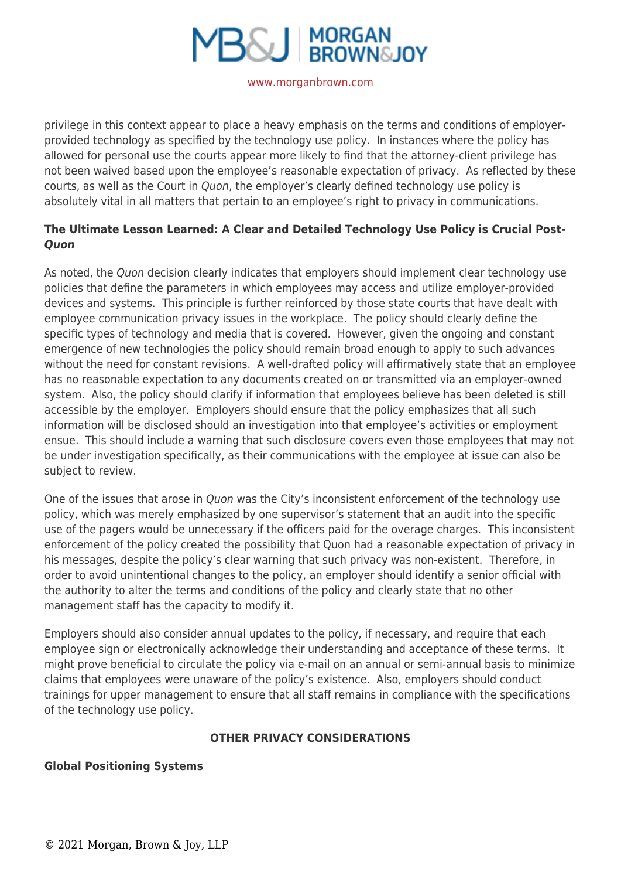privilege in this context appear to place a heavy emphasis on the terms and conditions of employer-provided technology as specified by the technology use policy. In instances where the policy has allowed for personal use the courts appear more likely to find that the attorney-client privilege has not been waived based upon the employee's reasonable expectation of privacy. As reflected by these courts, as well as the Court in *Quon*, the employer's clearly defined technology use policy is absolutely vital in all matters that pertain to an employee's right to privacy in communications.

**The Ultimate Lesson Learned: A Clear and Detailed Technology Use Policy is Crucial Post-*Quon***

As noted, the *Quon* decision clearly indicates that employers should implement clear technology use policies that define the parameters in which employees may access and utilize employer-provided devices and systems. This principle is further reinforced by those state courts that have dealt with employee communication privacy issues in the workplace. The policy should clearly define the specific types of technology and media that is covered. However, given the ongoing and constant emergence of new technologies the policy should remain broad enough to apply to such advances without the need for constant revisions. A well-drafted policy will affirmatively state that an employee has no reasonable expectation to any documents created on or transmitted via an employer-owned system. Also, the policy should clarify if information that employees believe has been deleted is still accessible by the employer. Employers should ensure that the policy emphasizes that all such information will be disclosed should an investigation into that employee's activities or employment ensue. This should include a warning that such disclosure covers even those employees that may not be under investigation specifically, as their communications with the employee at issue can also be subject to review.

One of the issues that arose in *Quon* was the City's inconsistent enforcement of the technology use policy, which was merely emphasized by one supervisor's statement that an audit into the specific use of the pagers would be unnecessary if the officers paid for the overage charges. This inconsistent enforcement of the policy created the possibility that Quon had a reasonable expectation of privacy in his messages, despite the policy's clear warning that such privacy was non-existent. Therefore, in order to avoid unintentional changes to the policy, an employer should identify a senior official with the authority to alter the terms and conditions of the policy and clearly state that no other management staff has the capacity to modify it.

Employers should also consider annual updates to the policy, if necessary, and require that each employee sign or electronically acknowledge their understanding and acceptance of these terms. It might prove beneficial to circulate the policy via e-mail on an annual or semi-annual basis to minimize claims that employees were unaware of the policy's existence. Also, employers should conduct trainings for upper management to ensure that all staff remains in compliance with the specifications of the technology use policy.

## OTHER PRIVACY CONSIDERATIONS

**Global Positioning Systems**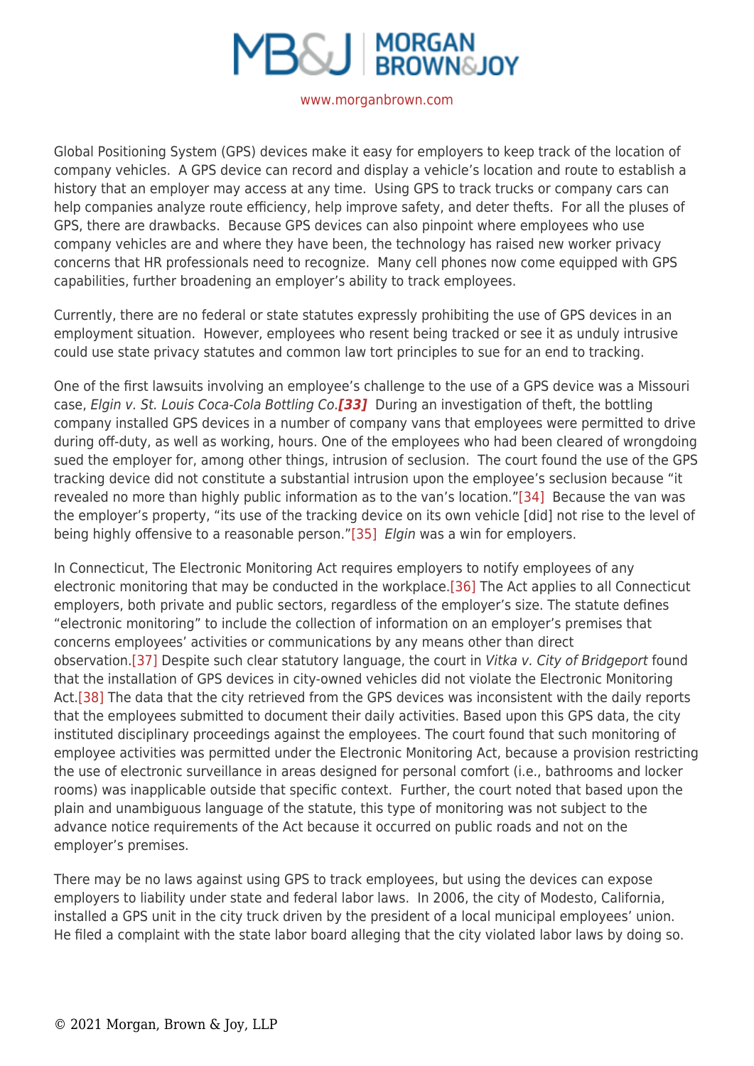Global Positioning System (GPS) devices make it easy for employers to keep track of the location of company vehicles. A GPS device can record and display a vehicle's location and route to establish a history that an employer may access at any time. Using GPS to track trucks or company cars can help companies analyze route efficiency, help improve safety, and deter thefts. For all the pluses of GPS, there are drawbacks. Because GPS devices can also pinpoint where employees who use company vehicles are and where they have been, the technology has raised new worker privacy concerns that HR professionals need to recognize. Many cell phones now come equipped with GPS capabilities, further broadening an employer's ability to track employees.

Currently, there are no federal or state statutes expressly prohibiting the use of GPS devices in an employment situation. However, employees who resent being tracked or see it as unduly intrusive could use state privacy statutes and common law tort principles to sue for an end to tracking.

One of the first lawsuits involving an employee's challenge to the use of a GPS device was a Missouri case, *Elgin v. St. Louis Coca-Cola Bottling Co.*[33] During an investigation of theft, the bottling company installed GPS devices in a number of company vans that employees were permitted to drive during off-duty, as well as working, hours. One of the employees who had been cleared of wrongdoing sued the employer for, among other things, intrusion of seclusion. The court found the use of the GPS tracking device did not constitute a substantial intrusion upon the employee's seclusion because "it revealed no more than highly public information as to the van's location."[34] Because the van was the employer's property, "its use of the tracking device on its own vehicle [did] not rise to the level of being highly offensive to a reasonable person."[35] *Elgin* was a win for employers.

In Connecticut, The Electronic Monitoring Act requires employers to notify employees of any electronic monitoring that may be conducted in the workplace.[36] The Act applies to all Connecticut employers, both private and public sectors, regardless of the employer's size. The statute defines "electronic monitoring" to include the collection of information on an employer's premises that concerns employees' activities or communications by any means other than direct observation.[37] Despite such clear statutory language, the court in *Vitka v. City of Bridgeport* found that the installation of GPS devices in city-owned vehicles did not violate the Electronic Monitoring Act.[38] The data that the city retrieved from the GPS devices was inconsistent with the daily reports that the employees submitted to document their daily activities. Based upon this GPS data, the city instituted disciplinary proceedings against the employees. The court found that such monitoring of employee activities was permitted under the Electronic Monitoring Act, because a provision restricting the use of electronic surveillance in areas designed for personal comfort (i.e., bathrooms and locker rooms) was inapplicable outside that specific context. Further, the court noted that based upon the plain and unambiguous language of the statute, this type of monitoring was not subject to the advance notice requirements of the Act because it occurred on public roads and not on the employer's premises.

There may be no laws against using GPS to track employees, but using the devices can expose employers to liability under state and federal labor laws. In 2006, the city of Modesto, California, installed a GPS unit in the city truck driven by the president of a local municipal employees' union. He filed a complaint with the state labor board alleging that the city violated labor laws by doing so.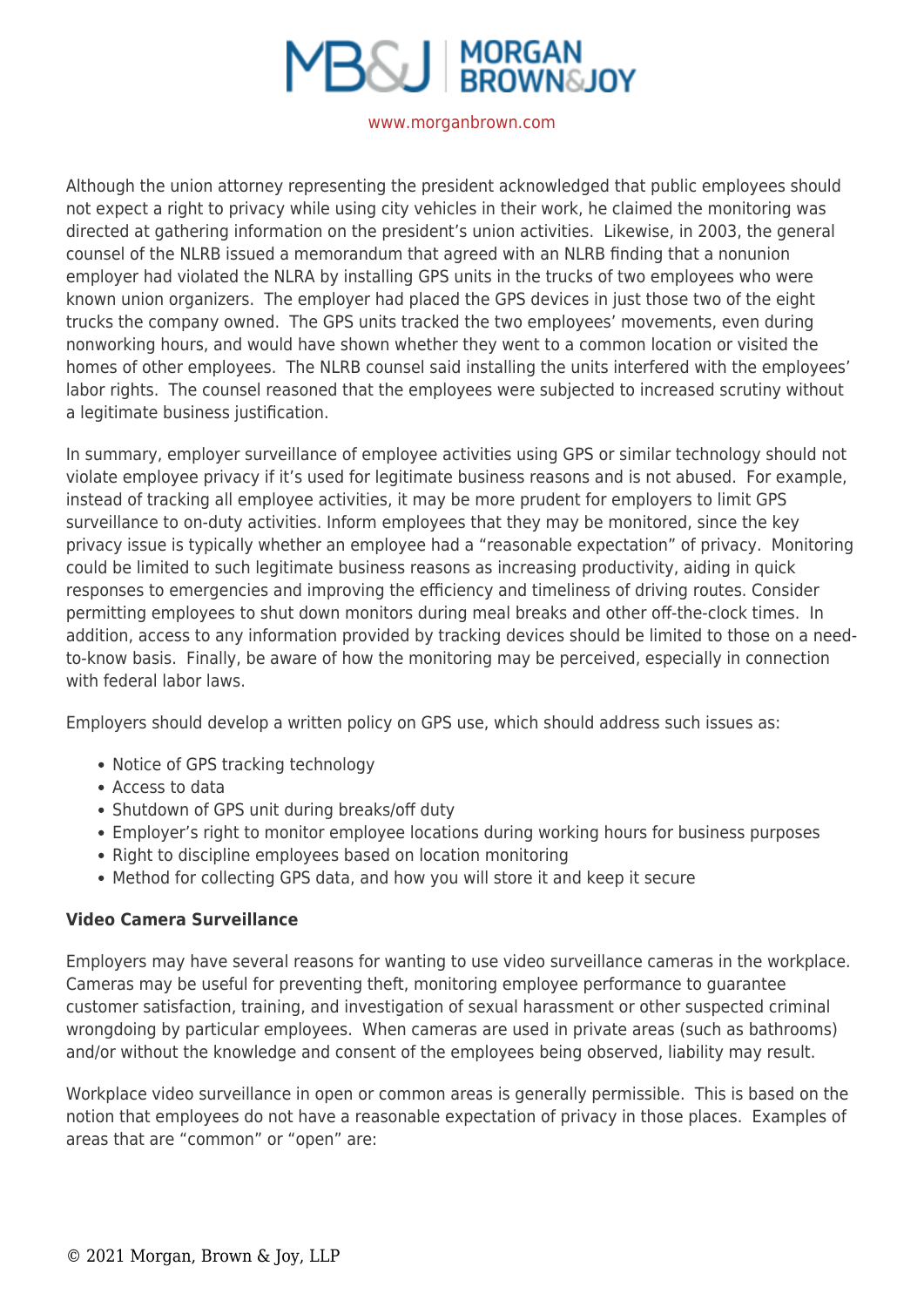Although the union attorney representing the president acknowledged that public employees should not expect a right to privacy while using city vehicles in their work, he claimed the monitoring was directed at gathering information on the president's union activities. Likewise, in 2003, the general counsel of the NLRB issued a memorandum that agreed with an NLRB finding that a nonunion employer had violated the NLRA by installing GPS units in the trucks of two employees who were known union organizers. The employer had placed the GPS devices in just those two of the eight trucks the company owned. The GPS units tracked the two employees' movements, even during nonworking hours, and would have shown whether they went to a common location or visited the homes of other employees. The NLRB counsel said installing the units interfered with the employees' labor rights. The counsel reasoned that the employees were subjected to increased scrutiny without a legitimate business justification.

In summary, employer surveillance of employee activities using GPS or similar technology should not violate employee privacy if it's used for legitimate business reasons and is not abused. For example, instead of tracking all employee activities, it may be more prudent for employers to limit GPS surveillance to on-duty activities. Inform employees that they may be monitored, since the key privacy issue is typically whether an employee had a "reasonable expectation" of privacy. Monitoring could be limited to such legitimate business reasons as increasing productivity, aiding in quick responses to emergencies and improving the efficiency and timeliness of driving routes. Consider permitting employees to shut down monitors during meal breaks and other off-the-clock times. In addition, access to any information provided by tracking devices should be limited to those on a need-to-know basis. Finally, be aware of how the monitoring may be perceived, especially in connection with federal labor laws.

Employers should develop a written policy on GPS use, which should address such issues as:

- Notice of GPS tracking technology
- Access to data
- Shutdown of GPS unit during breaks/off duty
- Employer's right to monitor employee locations during working hours for business purposes
- Right to discipline employees based on location monitoring
- Method for collecting GPS data, and how you will store it and keep it secure

**Video Camera Surveillance**

Employers may have several reasons for wanting to use video surveillance cameras in the workplace. Cameras may be useful for preventing theft, monitoring employee performance to guarantee customer satisfaction, training, and investigation of sexual harassment or other suspected criminal wrongdoing by particular employees. When cameras are used in private areas (such as bathrooms) and/or without the knowledge and consent of the employees being observed, liability may result.

Workplace video surveillance in open or common areas is generally permissible. This is based on the notion that employees do not have a reasonable expectation of privacy in those places. Examples of areas that are "common" or "open" are: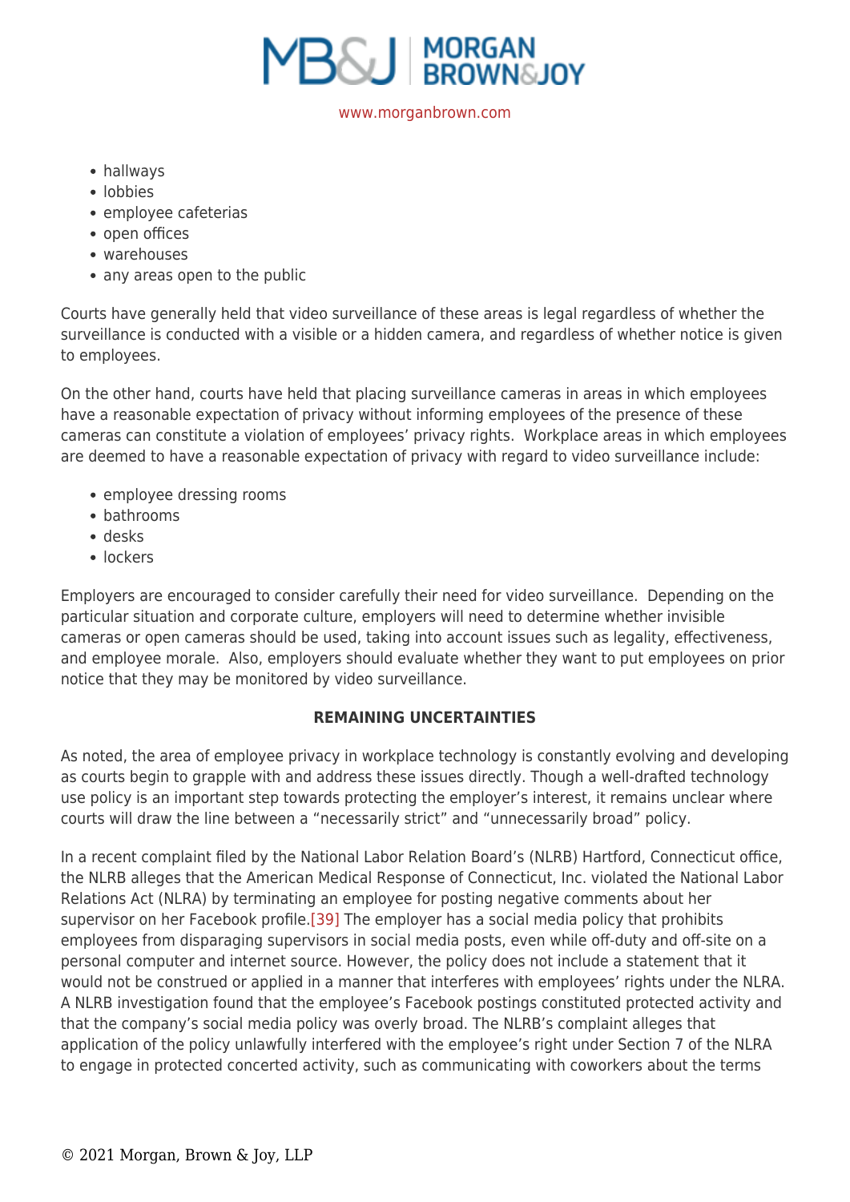- hallways
- lobbies
- employee cafeterias
- open offices
- warehouses
- any areas open to the public

Courts have generally held that video surveillance of these areas is legal regardless of whether the surveillance is conducted with a visible or a hidden camera, and regardless of whether notice is given to employees.

On the other hand, courts have held that placing surveillance cameras in areas in which employees have a reasonable expectation of privacy without informing employees of the presence of these cameras can constitute a violation of employees' privacy rights. Workplace areas in which employees are deemed to have a reasonable expectation of privacy with regard to video surveillance include:

- employee dressing rooms
- bathrooms
- desks
- lockers

Employers are encouraged to consider carefully their need for video surveillance. Depending on the particular situation and corporate culture, employers will need to determine whether invisible cameras or open cameras should be used, taking into account issues such as legality, effectiveness, and employee morale. Also, employers should evaluate whether they want to put employees on prior notice that they may be monitored by video surveillance.

## REMAINING UNCERTAINTIES

As noted, the area of employee privacy in workplace technology is constantly evolving and developing as courts begin to grapple with and address these issues directly. Though a well-drafted technology use policy is an important step towards protecting the employer's interest, it remains unclear where courts will draw the line between a "necessarily strict" and "unnecessarily broad" policy.

In a recent complaint filed by the National Labor Relation Board's (NLRB) Hartford, Connecticut office, the NLRB alleges that the American Medical Response of Connecticut, Inc. violated the National Labor Relations Act (NLRA) by terminating an employee for posting negative comments about her supervisor on her Facebook profile.[39] The employer has a social media policy that prohibits employees from disparaging supervisors in social media posts, even while off-duty and off-site on a personal computer and internet source. However, the policy does not include a statement that it would not be construed or applied in a manner that interferes with employees' rights under the NLRA. A NLRB investigation found that the employee's Facebook postings constituted protected activity and that the company's social media policy was overly broad. The NLRB's complaint alleges that application of the policy unlawfully interfered with the employee's right under Section 7 of the NLRA to engage in protected concerted activity, such as communicating with coworkers about the terms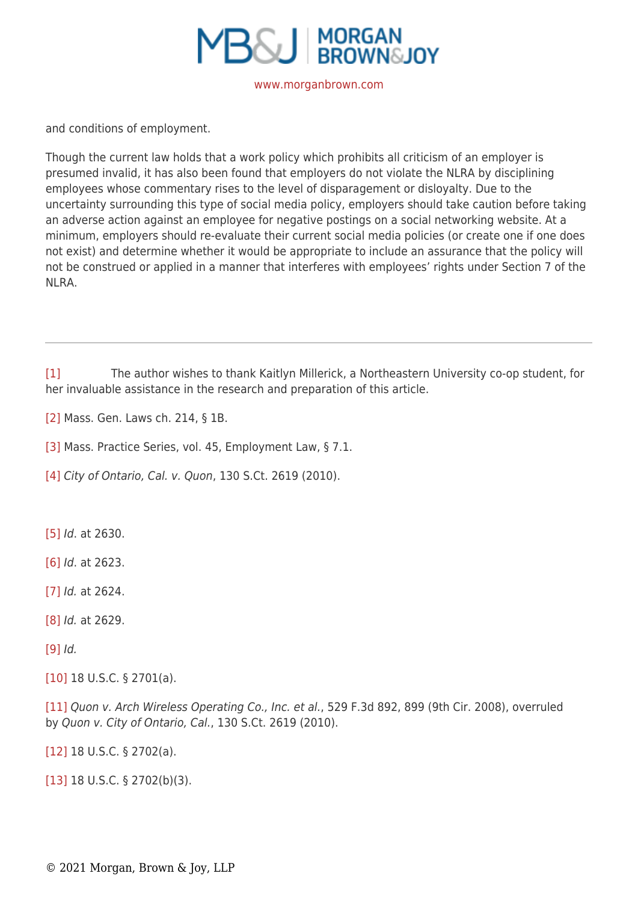and conditions of employment.

Though the current law holds that a work policy which prohibits all criticism of an employer is presumed invalid, it has also been found that employers do not violate the NLRA by disciplining employees whose commentary rises to the level of disparagement or disloyalty. Due to the uncertainty surrounding this type of social media policy, employers should take caution before taking an adverse action against an employee for negative postings on a social networking website. At a minimum, employers should re-evaluate their current social media policies (or create one if one does not exist) and determine whether it would be appropriate to include an assurance that the policy will not be construed or applied in a manner that interferes with employees' rights under Section 7 of the NLRA.

---

[1] The author wishes to thank Kaitlyn Millerick, a Northeastern University co-op student, for her invaluable assistance in the research and preparation of this article.

[2] Mass. Gen. Laws ch. 214, § 1B.

[3] Mass. Practice Series, vol. 45, Employment Law, § 7.1.

[4] *City of Ontario, Cal. v. Quon*, 130 S.Ct. 2619 (2010).

[5] *Id*. at 2630.

[6] *Id*. at 2623.

[7] *Id.* at 2624.

[8] *Id.* at 2629.

[9] *Id.*

[10] 18 U.S.C. § 2701(a).

[11] *Quon v. Arch Wireless Operating Co., Inc. et al.*, 529 F.3d 892, 899 (9th Cir. 2008), overruled by *Quon v. City of Ontario, Cal.*, 130 S.Ct. 2619 (2010).

[12] 18 U.S.C. § 2702(a).

[13] 18 U.S.C. § 2702(b)(3).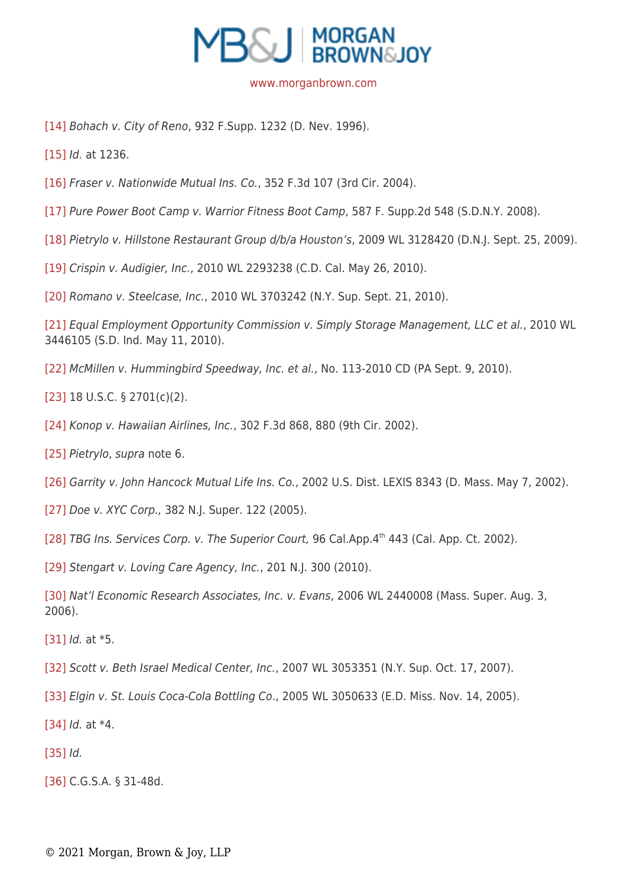[14] *Bohach v. City of Reno*, 932 F.Supp. 1232 (D. Nev. 1996).

[15] *Id.* at 1236.

[16] *Fraser v. Nationwide Mutual Ins. Co.*, 352 F.3d 107 (3rd Cir. 2004).

[17] *Pure Power Boot Camp v. Warrior Fitness Boot Camp*, 587 F. Supp.2d 548 (S.D.N.Y. 2008).

[18] *Pietrylo v. Hillstone Restaurant Group d/b/a Houston's*, 2009 WL 3128420 (D.N.J. Sept. 25, 2009).

[19] *Crispin v. Audigier, Inc.*, 2010 WL 2293238 (C.D. Cal. May 26, 2010).

[20] *Romano v. Steelcase, Inc.*, 2010 WL 3703242 (N.Y. Sup. Sept. 21, 2010).

[21] *Equal Employment Opportunity Commission v. Simply Storage Management, LLC et al.*, 2010 WL 3446105 (S.D. Ind. May 11, 2010).

[22] *McMillen v. Hummingbird Speedway, Inc. et al.*, No. 113-2010 CD (PA Sept. 9, 2010).

[23] 18 U.S.C. § 2701(c)(2).

[24] *Konop v. Hawaiian Airlines, Inc.*, 302 F.3d 868, 880 (9th Cir. 2002).

[25] *Pietrylo*, *supra* note 6.

[26] *Garrity v. John Hancock Mutual Life Ins. Co.*, 2002 U.S. Dist. LEXIS 8343 (D. Mass. May 7, 2002).

[27] *Doe v. XYC Corp.,* 382 N.J. Super. 122 (2005).

[28] *TBG Ins. Services Corp. v. The Superior Court,* 96 Cal.App.4th 443 (Cal. App. Ct. 2002).

[29] *Stengart v. Loving Care Agency, Inc.*, 201 N.J. 300 (2010).

[30] *Nat'l Economic Research Associates, Inc. v. Evans*, 2006 WL 2440008 (Mass. Super. Aug. 3, 2006).

[31] *Id.* at *5.

[32] *Scott v. Beth Israel Medical Center, Inc.*, 2007 WL 3053351 (N.Y. Sup. Oct. 17, 2007).

[33] *Elgin v. St. Louis Coca-Cola Bottling Co*., 2005 WL 3050633 (E.D. Miss. Nov. 14, 2005).

[34] *Id.* at *4.

[35] *Id.*

[36] C.G.S.A. § 31-48d.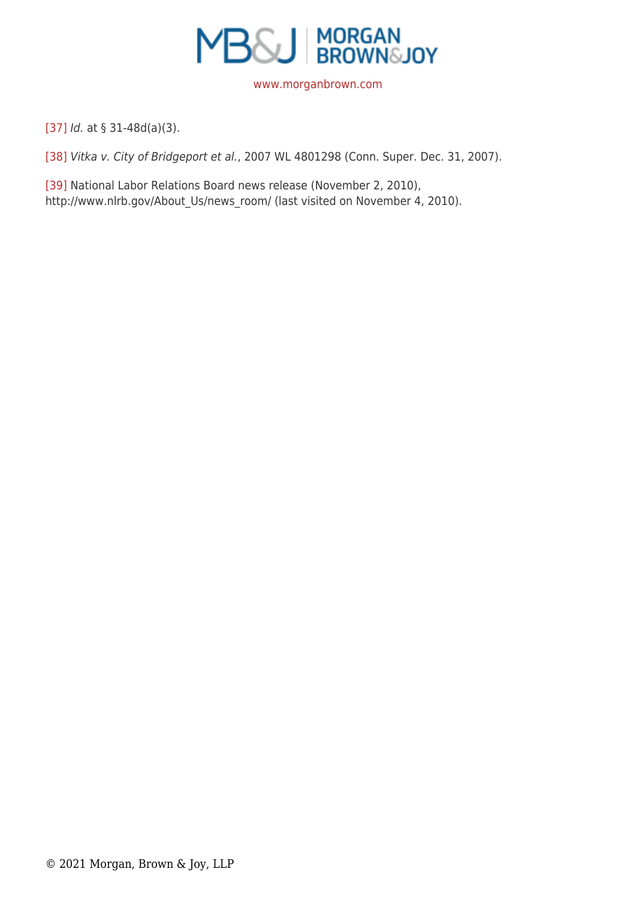[37] *Id.* at § 31-48d(a)(3).

[38] *Vitka v. City of Bridgeport et al.*, 2007 WL 4801298 (Conn. Super. Dec. 31, 2007).

[39] National Labor Relations Board news release (November 2, 2010), http://www.nlrb.gov/About_Us/news_room/ (last visited on November 4, 2010).